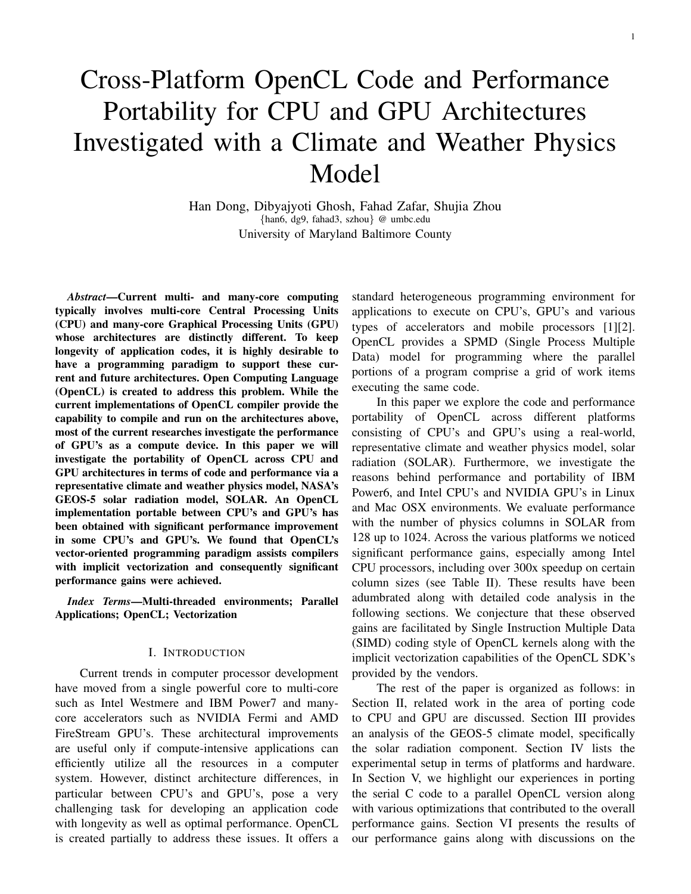# Cross-Platform OpenCL Code and Performance Portability for CPU and GPU Architectures Investigated with a Climate and Weather Physics Model

Han Dong, Dibyajyoti Ghosh, Fahad Zafar, Shujia Zhou
{han6, dg9, fahad3, szhou} @ umbc.edu
University of Maryland Baltimore County

***Abstract*—Current multi- and many-core computing typically involves multi-core Central Processing Units (CPU) and many-core Graphical Processing Units (GPU) whose architectures are distinctly different. To keep longevity of application codes, it is highly desirable to have a programming paradigm to support these current and future architectures. Open Computing Language (OpenCL) is created to address this problem. While the current implementations of OpenCL compiler provide the capability to compile and run on the architectures above, most of the current researches investigate the performance of GPU's as a compute device. In this paper we will investigate the portability of OpenCL across CPU and GPU architectures in terms of code and performance via a representative climate and weather physics model, NASA's GEOS-5 solar radiation model, SOLAR. An OpenCL implementation portable between CPU's and GPU's has been obtained with significant performance improvement in some CPU's and GPU's. We found that OpenCL's vector-oriented programming paradigm assists compilers with implicit vectorization and consequently significant performance gains were achieved.**

***Index Terms*—Multi-threaded environments; Parallel Applications; OpenCL; Vectorization**

## I. Introduction

Current trends in computer processor development have moved from a single powerful core to multi-core such as Intel Westmere and IBM Power7 and many-core accelerators such as NVIDIA Fermi and AMD FireStream GPU's. These architectural improvements are useful only if compute-intensive applications can efficiently utilize all the resources in a computer system. However, distinct architecture differences, in particular between CPU's and GPU's, pose a very challenging task for developing an application code with longevity as well as optimal performance. OpenCL is created partially to address these issues. It offers a standard heterogeneous programming environment for applications to execute on CPU's, GPU's and various types of accelerators and mobile processors [1][2]. OpenCL provides a SPMD (Single Process Multiple Data) model for programming where the parallel portions of a program comprise a grid of work items executing the same code.

In this paper we explore the code and performance portability of OpenCL across different platforms consisting of CPU's and GPU's using a real-world, representative climate and weather physics model, solar radiation (SOLAR). Furthermore, we investigate the reasons behind performance and portability of IBM Power6, and Intel CPU's and NVIDIA GPU's in Linux and Mac OSX environments. We evaluate performance with the number of physics columns in SOLAR from 128 up to 1024. Across the various platforms we noticed significant performance gains, especially among Intel CPU processors, including over 300x speedup on certain column sizes (see Table II). These results have been adumbrated along with detailed code analysis in the following sections. We conjecture that these observed gains are facilitated by Single Instruction Multiple Data (SIMD) coding style of OpenCL kernels along with the implicit vectorization capabilities of the OpenCL SDK's provided by the vendors.

The rest of the paper is organized as follows: in Section II, related work in the area of porting code to CPU and GPU are discussed. Section III provides an analysis of the GEOS-5 climate model, specifically the solar radiation component. Section IV lists the experimental setup in terms of platforms and hardware. In Section V, we highlight our experiences in porting the serial C code to a parallel OpenCL version along with various optimizations that contributed to the overall performance gains. Section VI presents the results of our performance gains along with discussions on the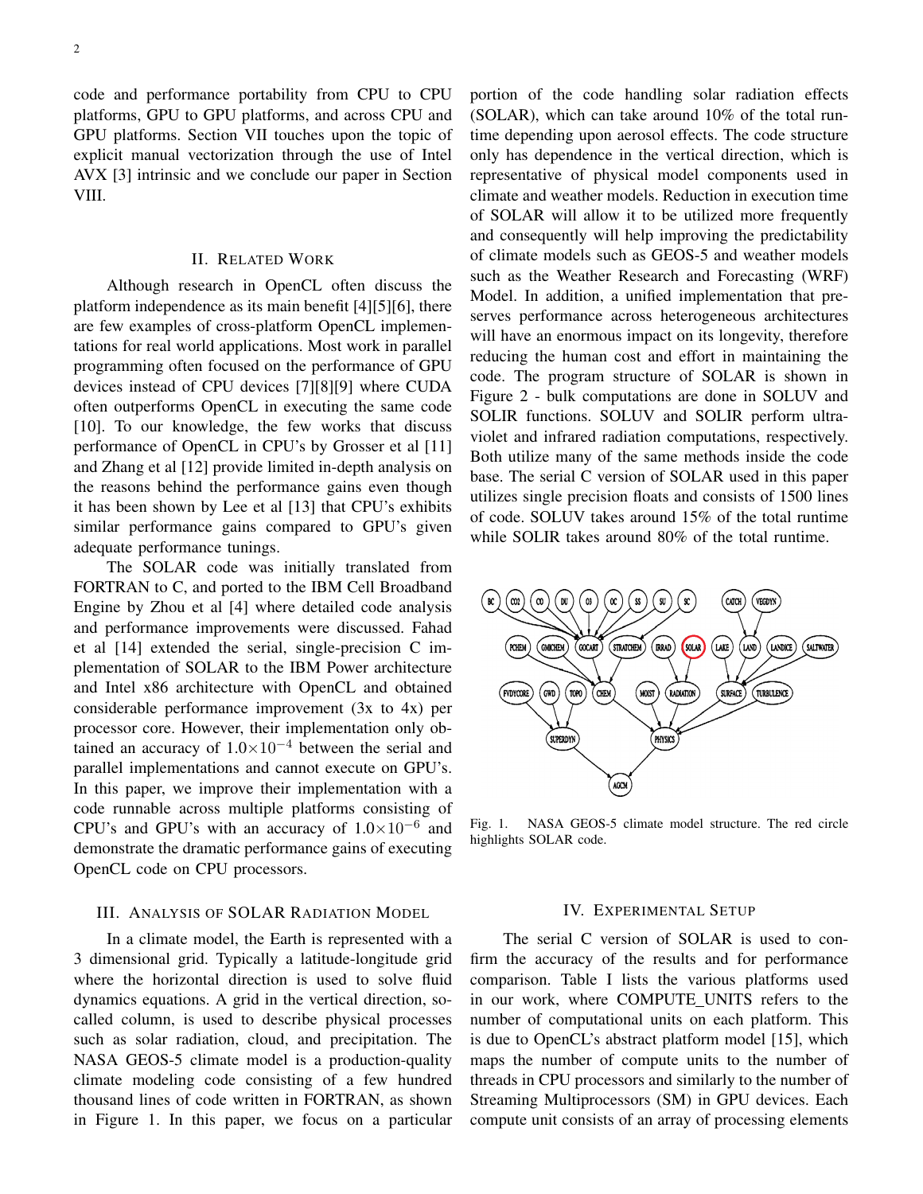code and performance portability from CPU to CPU platforms, GPU to GPU platforms, and across CPU and GPU platforms. Section VII touches upon the topic of explicit manual vectorization through the use of Intel AVX [3] intrinsic and we conclude our paper in Section VIII.

## II. Related Work

Although research in OpenCL often discuss the platform independence as its main benefit [4][5][6], there are few examples of cross-platform OpenCL implementations for real world applications. Most work in parallel programming often focused on the performance of GPU devices instead of CPU devices [7][8][9] where CUDA often outperforms OpenCL in executing the same code [10]. To our knowledge, the few works that discuss performance of OpenCL in CPU's by Grosser et al [11] and Zhang et al [12] provide limited in-depth analysis on the reasons behind the performance gains even though it has been shown by Lee et al [13] that CPU's exhibits similar performance gains compared to GPU's given adequate performance tunings.

The SOLAR code was initially translated from FORTRAN to C, and ported to the IBM Cell Broadband Engine by Zhou et al [4] where detailed code analysis and performance improvements were discussed. Fahad et al [14] extended the serial, single-precision C implementation of SOLAR to the IBM Power architecture and Intel x86 architecture with OpenCL and obtained considerable performance improvement (3x to 4x) per processor core. However, their implementation only obtained an accuracy of $1.0{\times}10^{-4}$ between the serial and parallel implementations and cannot execute on GPU's. In this paper, we improve their implementation with a code runnable across multiple platforms consisting of CPU's and GPU's with an accuracy of $1.0{\times}10^{-6}$ and demonstrate the dramatic performance gains of executing OpenCL code on CPU processors.

## III. Analysis of SOLAR Radiation Model

In a climate model, the Earth is represented with a 3 dimensional grid. Typically a latitude-longitude grid where the horizontal direction is used to solve fluid dynamics equations. A grid in the vertical direction, so-called column, is used to describe physical processes such as solar radiation, cloud, and precipitation. The NASA GEOS-5 climate model is a production-quality climate modeling code consisting of a few hundred thousand lines of code written in FORTRAN, as shown in Figure 1. In this paper, we focus on a particular portion of the code handling solar radiation effects (SOLAR), which can take around 10% of the total runtime depending upon aerosol effects. The code structure only has dependence in the vertical direction, which is representative of physical model components used in climate and weather models. Reduction in execution time of SOLAR will allow it to be utilized more frequently and consequently will help improving the predictability of climate models such as GEOS-5 and weather models such as the Weather Research and Forecasting (WRF) Model. In addition, a unified implementation that preserves performance across heterogeneous architectures will have an enormous impact on its longevity, therefore reducing the human cost and effort in maintaining the code. The program structure of SOLAR is shown in Figure 2 - bulk computations are done in SOLUV and SOLIR functions. SOLUV and SOLIR perform ultraviolet and infrared radiation computations, respectively. Both utilize many of the same methods inside the code base. The serial C version of SOLAR used in this paper utilizes single precision floats and consists of 1500 lines of code. SOLUV takes around 15% of the total runtime while SOLIR takes around 80% of the total runtime.

Fig. 1. NASA GEOS-5 climate model structure. The red circle highlights SOLAR code.

## IV. Experimental Setup

The serial C version of SOLAR is used to confirm the accuracy of the results and for performance comparison. Table I lists the various platforms used in our work, where COMPUTE_UNITS refers to the number of computational units on each platform. This is due to OpenCL's abstract platform model [15], which maps the number of compute units to the number of threads in CPU processors and similarly to the number of Streaming Multiprocessors (SM) in GPU devices. Each compute unit consists of an array of processing elements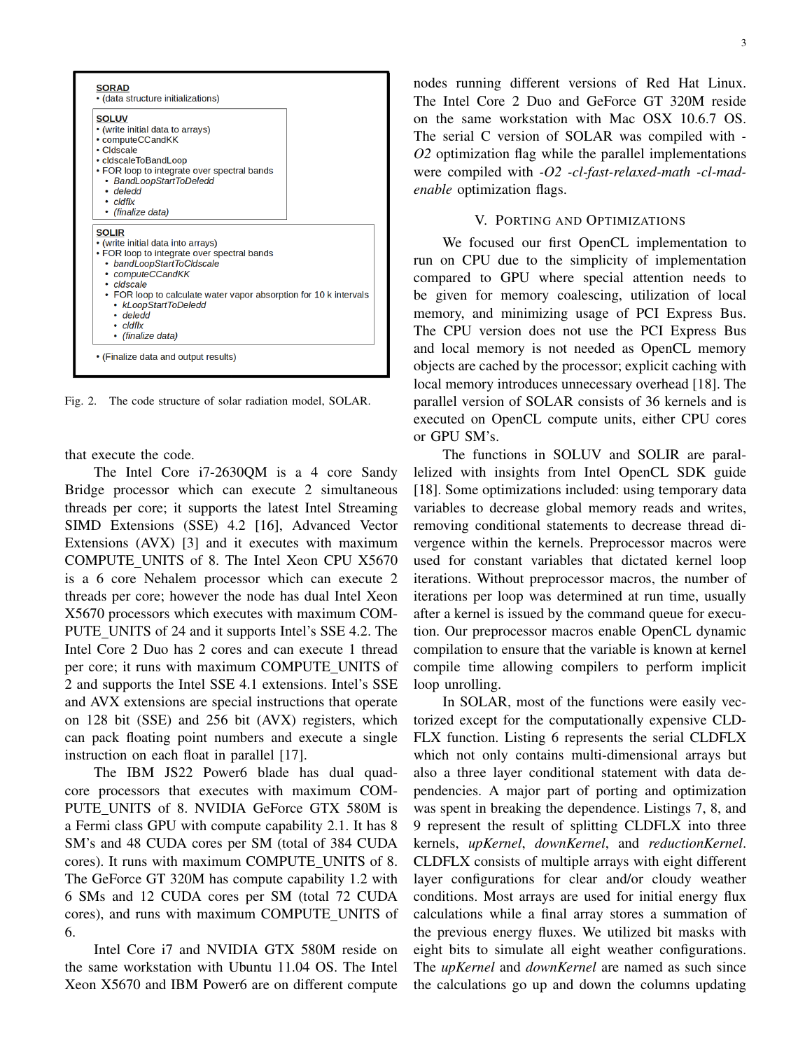**SORAD**
- (data structure initializations)

**SOLUV**
- (write initial data to arrays)
- computeCCandKK
- Cldscale
- cldscaleToBandLoop
- FOR loop to integrate over spectral bands
  - *BandLoopStartToDeledd*
  - *deledd*
  - *cldflx*
  - *(finalize data)*

**SOLIR**
- (write initial data into arrays)
- FOR loop to integrate over spectral bands
  - *bandLoopStartToCldscale*
  - *computeCCandKK*
  - *cldscale*
  - FOR loop to calculate water vapor absorption for 10 k intervals
    - *kLoopStartToDeledd*
    - *deledd*
    - *cldflx*
    - *(finalize data)*

- (Finalize data and output results)

Fig. 2. The code structure of solar radiation model, SOLAR.

that execute the code.

The Intel Core i7-2630QM is a 4 core Sandy Bridge processor which can execute 2 simultaneous threads per core; it supports the latest Intel Streaming SIMD Extensions (SSE) 4.2 [16], Advanced Vector Extensions (AVX) [3] and it executes with maximum COMPUTE_UNITS of 8. The Intel Xeon CPU X5670 is a 6 core Nehalem processor which can execute 2 threads per core; however the node has dual Intel Xeon X5670 processors which executes with maximum COMPUTE_UNITS of 24 and it supports Intel's SSE 4.2. The Intel Core 2 Duo has 2 cores and can execute 1 thread per core; it runs with maximum COMPUTE_UNITS of 2 and supports the Intel SSE 4.1 extensions. Intel's SSE and AVX extensions are special instructions that operate on 128 bit (SSE) and 256 bit (AVX) registers, which can pack floating point numbers and execute a single instruction on each float in parallel [17].

The IBM JS22 Power6 blade has dual quad-core processors that executes with maximum COMPUTE_UNITS of 8. NVIDIA GeForce GTX 580M is a Fermi class GPU with compute capability 2.1. It has 8 SM's and 48 CUDA cores per SM (total of 384 CUDA cores). It runs with maximum COMPUTE_UNITS of 8. The GeForce GT 320M has compute capability 1.2 with 6 SMs and 12 CUDA cores per SM (total 72 CUDA cores), and runs with maximum COMPUTE_UNITS of 6.

Intel Core i7 and NVIDIA GTX 580M reside on the same workstation with Ubuntu 11.04 OS. The Intel Xeon X5670 and IBM Power6 are on different compute nodes running different versions of Red Hat Linux. The Intel Core 2 Duo and GeForce GT 320M reside on the same workstation with Mac OSX 10.6.7 OS. The serial C version of SOLAR was compiled with *-O2* optimization flag while the parallel implementations were compiled with *-O2 -cl-fast-relaxed-math -cl-mad-enable* optimization flags.

## V. Porting and Optimizations

We focused our first OpenCL implementation to run on CPU due to the simplicity of implementation compared to GPU where special attention needs to be given for memory coalescing, utilization of local memory, and minimizing usage of PCI Express Bus. The CPU version does not use the PCI Express Bus and local memory is not needed as OpenCL memory objects are cached by the processor; explicit caching with local memory introduces unnecessary overhead [18]. The parallel version of SOLAR consists of 36 kernels and is executed on OpenCL compute units, either CPU cores or GPU SM's.

The functions in SOLUV and SOLIR are parallelized with insights from Intel OpenCL SDK guide [18]. Some optimizations included: using temporary data variables to decrease global memory reads and writes, removing conditional statements to decrease thread divergence within the kernels. Preprocessor macros were used for constant variables that dictated kernel loop iterations. Without preprocessor macros, the number of iterations per loop was determined at run time, usually after a kernel is issued by the command queue for execution. Our preprocessor macros enable OpenCL dynamic compilation to ensure that the variable is known at kernel compile time allowing compilers to perform implicit loop unrolling.

In SOLAR, most of the functions were easily vectorized except for the computationally expensive CLDFLX function. Listing 6 represents the serial CLDFLX which not only contains multi-dimensional arrays but also a three layer conditional statement with data dependencies. A major part of porting and optimization was spent in breaking the dependence. Listings 7, 8, and 9 represent the result of splitting CLDFLX into three kernels, *upKernel*, *downKernel*, and *reductionKernel*. CLDFLX consists of multiple arrays with eight different layer configurations for clear and/or cloudy weather conditions. Most arrays are used for initial energy flux calculations while a final array stores a summation of the previous energy fluxes. We utilized bit masks with eight bits to simulate all eight weather configurations. The *upKernel* and *downKernel* are named as such since the calculations go up and down the columns updating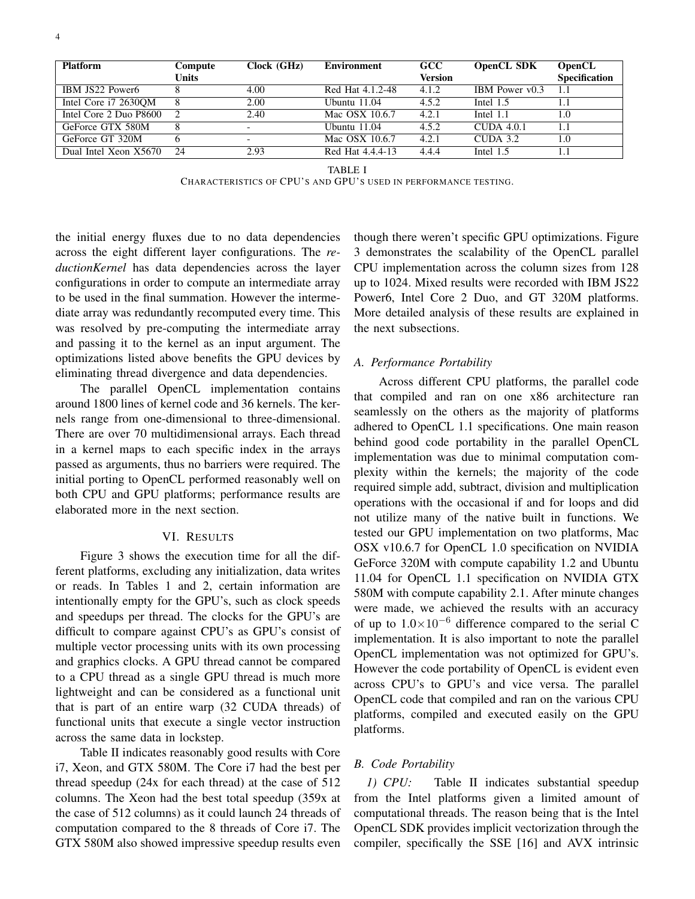| Platform | Compute Units | Clock (GHz) | Environment | GCC Version | OpenCL SDK | OpenCL Specification |
|---|---|---|---|---|---|---|
| IBM JS22 Power6 | 8 | 4.00 | Red Hat 4.1.2-48 | 4.1.2 | IBM Power v0.3 | 1.1 |
| Intel Core i7 2630QM | 8 | 2.00 | Ubuntu 11.04 | 4.5.2 | Intel 1.5 | 1.1 |
| Intel Core 2 Duo P8600 | 2 | 2.40 | Mac OSX 10.6.7 | 4.2.1 | Intel 1.1 | 1.0 |
| GeForce GTX 580M | 8 | - | Ubuntu 11.04 | 4.5.2 | CUDA 4.0.1 | 1.1 |
| GeForce GT 320M | 6 | - | Mac OSX 10.6.7 | 4.2.1 | CUDA 3.2 | 1.0 |
| Dual Intel Xeon X5670 | 24 | 2.93 | Red Hat 4.4.4-13 | 4.4.4 | Intel 1.5 | 1.1 |

TABLE I
CHARACTERISTICS OF CPU'S AND GPU'S USED IN PERFORMANCE TESTING.

the initial energy fluxes due to no data dependencies across the eight different layer configurations. The *reductionKernel* has data dependencies across the layer configurations in order to compute an intermediate array to be used in the final summation. However the intermediate array was redundantly recomputed every time. This was resolved by pre-computing the intermediate array and passing it to the kernel as an input argument. The optimizations listed above benefits the GPU devices by eliminating thread divergence and data dependencies.

The parallel OpenCL implementation contains around 1800 lines of kernel code and 36 kernels. The kernels range from one-dimensional to three-dimensional. There are over 70 multidimensional arrays. Each thread in a kernel maps to each specific index in the arrays passed as arguments, thus no barriers were required. The initial porting to OpenCL performed reasonably well on both CPU and GPU platforms; performance results are elaborated more in the next section.

## VI. RESULTS

Figure 3 shows the execution time for all the different platforms, excluding any initialization, data writes or reads. In Tables 1 and 2, certain information are intentionally empty for the GPU's, such as clock speeds and speedups per thread. The clocks for the GPU's are difficult to compare against CPU's as GPU's consist of multiple vector processing units with its own processing and graphics clocks. A GPU thread cannot be compared to a CPU thread as a single GPU thread is much more lightweight and can be considered as a functional unit that is part of an entire warp (32 CUDA threads) of functional units that execute a single vector instruction across the same data in lockstep.

Table II indicates reasonably good results with Core i7, Xeon, and GTX 580M. The Core i7 had the best per thread speedup (24x for each thread) at the case of 512 columns. The Xeon had the best total speedup (359x at the case of 512 columns) as it could launch 24 threads of computation compared to the 8 threads of Core i7. The GTX 580M also showed impressive speedup results even though there weren't specific GPU optimizations. Figure 3 demonstrates the scalability of the OpenCL parallel CPU implementation across the column sizes from 128 up to 1024. Mixed results were recorded with IBM JS22 Power6, Intel Core 2 Duo, and GT 320M platforms. More detailed analysis of these results are explained in the next subsections.

### A. Performance Portability

Across different CPU platforms, the parallel code that compiled and ran on one x86 architecture ran seamlessly on the others as the majority of platforms adhered to OpenCL 1.1 specifications. One main reason behind good code portability in the parallel OpenCL implementation was due to minimal computation complexity within the kernels; the majority of the code required simple add, subtract, division and multiplication operations with the occasional if and for loops and did not utilize many of the native built in functions. We tested our GPU implementation on two platforms, Mac OSX v10.6.7 for OpenCL 1.0 specification on NVIDIA GeForce 320M with compute capability 1.2 and Ubuntu 11.04 for OpenCL 1.1 specification on NVIDIA GTX 580M with compute capability 2.1. After minute changes were made, we achieved the results with an accuracy of up to $1.0\times10^{-6}$ difference compared to the serial C implementation. It is also important to note the parallel OpenCL implementation was not optimized for GPU's. However the code portability of OpenCL is evident even across CPU's to GPU's and vice versa. The parallel OpenCL code that compiled and ran on the various CPU platforms, compiled and executed easily on the GPU platforms.

### B. Code Portability

*1) CPU:* Table II indicates substantial speedup from the Intel platforms given a limited amount of computational threads. The reason being that is the Intel OpenCL SDK provides implicit vectorization through the compiler, specifically the SSE [16] and AVX intrinsic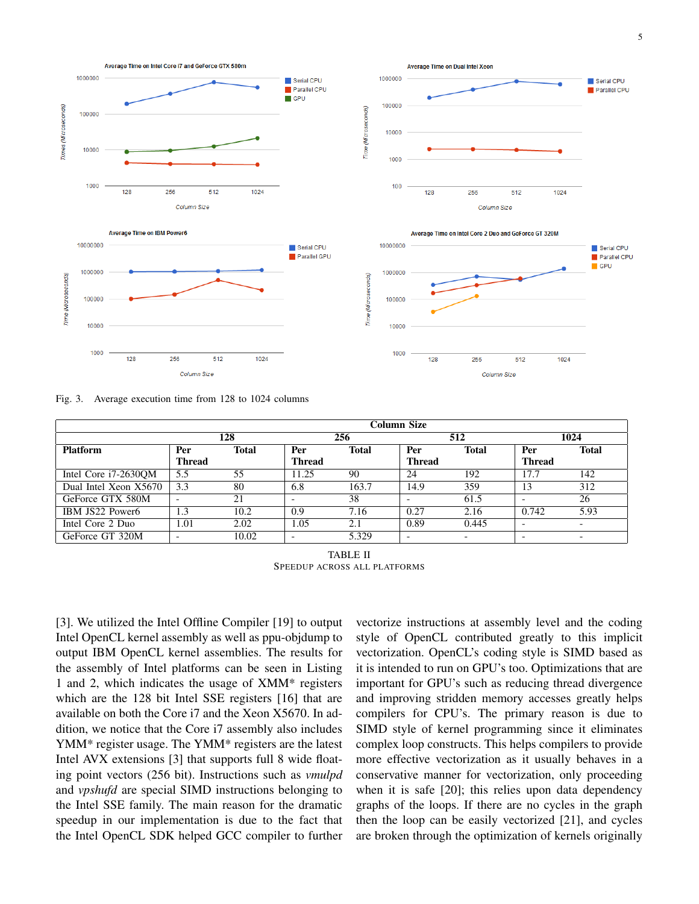Fig. 3. Average execution time from 128 to 1024 columns

| Platform | 128 | | 256 | | 512 | | 1024 | |
|---|---|---|---|---|---|---|---|---|
| | Per Thread | Total | Per Thread | Total | Per Thread | Total | Per Thread | Total |
| Intel Core i7-2630QM | 5.5 | 55 | 11.25 | 90 | 24 | 192 | 17.7 | 142 |
| Dual Intel Xeon X5670 | 3.3 | 80 | 6.8 | 163.7 | 14.9 | 359 | 13 | 312 |
| GeForce GTX 580M | - | 21 | - | 38 | - | 61.5 | - | 26 |
| IBM JS22 Power6 | 1.3 | 10.2 | 0.9 | 7.16 | 0.27 | 2.16 | 0.742 | 5.93 |
| Intel Core 2 Duo | 1.01 | 2.02 | 1.05 | 2.1 | 0.89 | 0.445 | - | - |
| GeForce GT 320M | - | 10.02 | - | 5.329 | - | - | - | - |

TABLE II
SPEEDUP ACROSS ALL PLATFORMS

[3]. We utilized the Intel Offline Compiler [19] to output Intel OpenCL kernel assembly as well as ppu-objdump to output IBM OpenCL kernel assemblies. The results for the assembly of Intel platforms can be seen in Listing 1 and 2, which indicates the usage of XMM* registers which are the 128 bit Intel SSE registers [16] that are available on both the Core i7 and the Xeon X5670. In addition, we notice that the Core i7 assembly also includes YMM* register usage. The YMM* registers are the latest Intel AVX extensions [3] that supports full 8 wide floating point vectors (256 bit). Instructions such as *vmulpd* and *vpshufd* are special SIMD instructions belonging to the Intel SSE family. The main reason for the dramatic speedup in our implementation is due to the fact that the Intel OpenCL SDK helped GCC compiler to further vectorize instructions at assembly level and the coding style of OpenCL contributed greatly to this implicit vectorization. OpenCL's coding style is SIMD based as it is intended to run on GPU's too. Optimizations that are important for GPU's such as reducing thread divergence and improving stridden memory accesses greatly helps compilers for CPU's. The primary reason is due to SIMD style of kernel programming since it eliminates complex loop constructs. This helps compilers to provide more effective vectorization as it usually behaves in a conservative manner for vectorization, only proceeding when it is safe [20]; this relies upon data dependency graphs of the loops. If there are no cycles in the graph then the loop can be easily vectorized [21], and cycles are broken through the optimization of kernels originally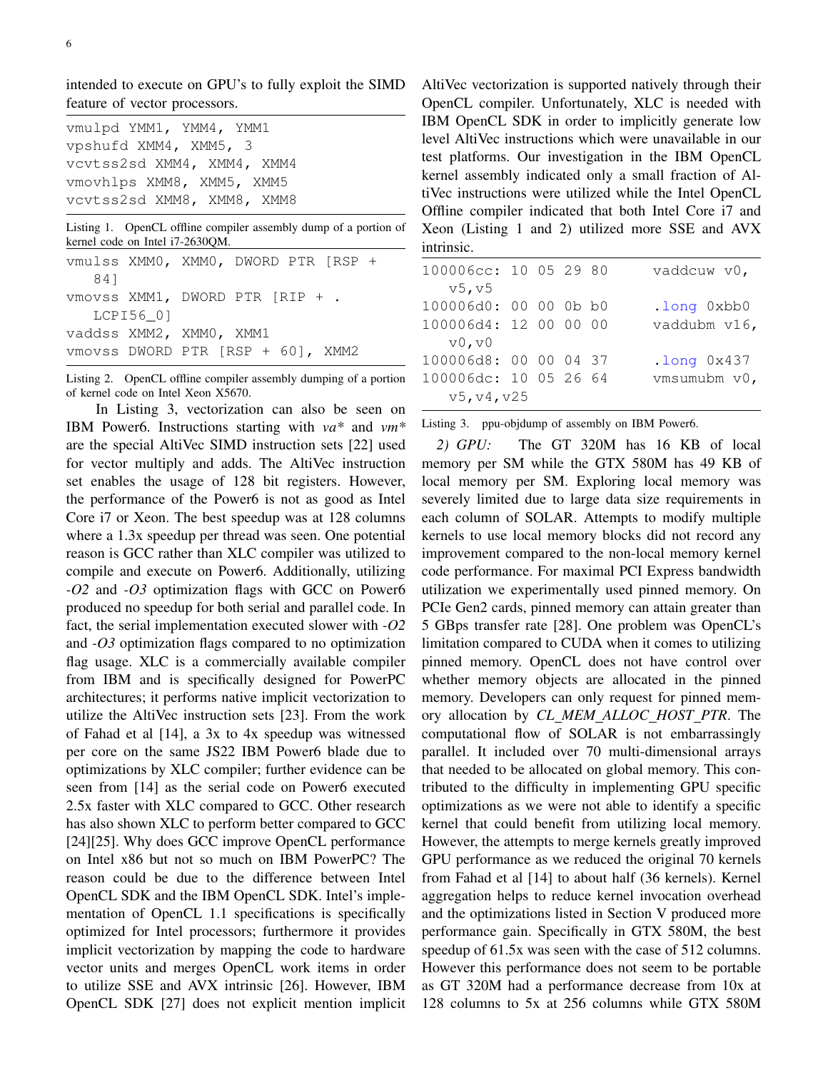intended to execute on GPU's to fully exploit the SIMD feature of vector processors.

```
vmulpd YMM1, YMM4, YMM1
vpshufd XMM4, XMM5, 3
vcvtss2sd XMM4, XMM4, XMM4
vmovhlps XMM8, XMM5, XMM5
vcvtss2sd XMM8, XMM8, XMM8
```

Listing 1. OpenCL offline compiler assembly dump of a portion of kernel code on Intel i7-2630QM.

```
vmulss XMM0, XMM0, DWORD PTR [RSP +
   84]
vmovss XMM1, DWORD PTR [RIP + .
   LCPI56_0]
vaddss XMM2, XMM0, XMM1
vmovss DWORD PTR [RSP + 60], XMM2
```

Listing 2. OpenCL offline compiler assembly dumping of a portion of kernel code on Intel Xeon X5670.

In Listing 3, vectorization can also be seen on IBM Power6. Instructions starting with *va** and *vm** are the special AltiVec SIMD instruction sets [22] used for vector multiply and adds. The AltiVec instruction set enables the usage of 128 bit registers. However, the performance of the Power6 is not as good as Intel Core i7 or Xeon. The best speedup was at 128 columns where a 1.3x speedup per thread was seen. One potential reason is GCC rather than XLC compiler was utilized to compile and execute on Power6. Additionally, utilizing *-O2* and *-O3* optimization flags with GCC on Power6 produced no speedup for both serial and parallel code. In fact, the serial implementation executed slower with *-O2* and *-O3* optimization flags compared to no optimization flag usage. XLC is a commercially available compiler from IBM and is specifically designed for PowerPC architectures; it performs native implicit vectorization to utilize the AltiVec instruction sets [23]. From the work of Fahad et al [14], a 3x to 4x speedup was witnessed per core on the same JS22 IBM Power6 blade due to optimizations by XLC compiler; further evidence can be seen from [14] as the serial code on Power6 executed 2.5x faster with XLC compared to GCC. Other research has also shown XLC to perform better compared to GCC [24][25]. Why does GCC improve OpenCL performance on Intel x86 but not so much on IBM PowerPC? The reason could be due to the difference between Intel OpenCL SDK and the IBM OpenCL SDK. Intel's implementation of OpenCL 1.1 specifications is specifically optimized for Intel processors; furthermore it provides implicit vectorization by mapping the code to hardware vector units and merges OpenCL work items in order to utilize SSE and AVX intrinsic [26]. However, IBM OpenCL SDK [27] does not explicit mention implicit AltiVec vectorization is supported natively through their OpenCL compiler. Unfortunately, XLC is needed with IBM OpenCL SDK in order to implicitly generate low level AltiVec instructions which were unavailable in our test platforms. Our investigation in the IBM OpenCL kernel assembly indicated only a small fraction of AltiVec instructions were utilized while the Intel OpenCL Offline compiler indicated that both Intel Core i7 and Xeon (Listing 1 and 2) utilized more SSE and AVX intrinsic.

```
100006cc: 10 05 29 80      vaddcuw v0,
   v5,v5
100006d0: 00 00 0b b0      .long 0xbb0
100006d4: 12 00 00 00      vaddubm v16,
   v0,v0
100006d8: 00 00 04 37      .long 0x437
100006dc: 10 05 26 64      vmsumubm v0,
   v5,v4,v25
```

Listing 3. ppu-objdump of assembly on IBM Power6.

*2) GPU:* The GT 320M has 16 KB of local memory per SM while the GTX 580M has 49 KB of local memory per SM. Exploring local memory was severely limited due to large data size requirements in each column of SOLAR. Attempts to modify multiple kernels to use local memory blocks did not record any improvement compared to the non-local memory kernel code performance. For maximal PCI Express bandwidth utilization we experimentally used pinned memory. On PCIe Gen2 cards, pinned memory can attain greater than 5 GBps transfer rate [28]. One problem was OpenCL's limitation compared to CUDA when it comes to utilizing pinned memory. OpenCL does not have control over whether memory objects are allocated in the pinned memory. Developers can only request for pinned memory allocation by *CL_MEM_ALLOC_HOST_PTR*. The computational flow of SOLAR is not embarrassingly parallel. It included over 70 multi-dimensional arrays that needed to be allocated on global memory. This contributed to the difficulty in implementing GPU specific optimizations as we were not able to identify a specific kernel that could benefit from utilizing local memory. However, the attempts to merge kernels greatly improved GPU performance as we reduced the original 70 kernels from Fahad et al [14] to about half (36 kernels). Kernel aggregation helps to reduce kernel invocation overhead and the optimizations listed in Section V produced more performance gain. Specifically in GTX 580M, the best speedup of 61.5x was seen with the case of 512 columns. However this performance does not seem to be portable as GT 320M had a performance decrease from 10x at 128 columns to 5x at 256 columns while GTX 580M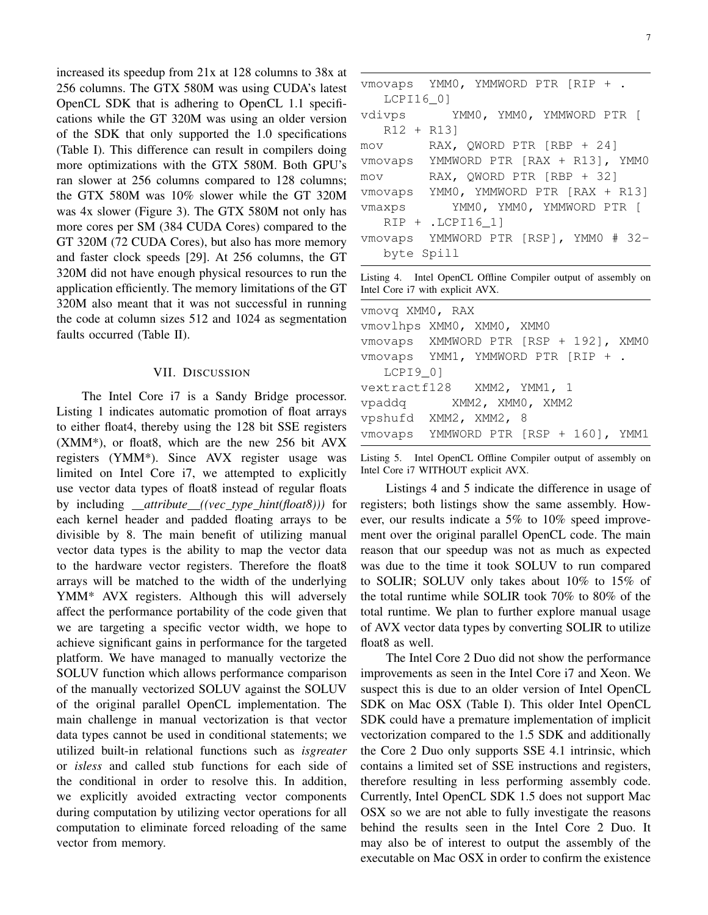increased its speedup from 21x at 128 columns to 38x at 256 columns. The GTX 580M was using CUDA's latest OpenCL SDK that is adhering to OpenCL 1.1 specifications while the GT 320M was using an older version of the SDK that only supported the 1.0 specifications (Table I). This difference can result in compilers doing more optimizations with the GTX 580M. Both GPU's ran slower at 256 columns compared to 128 columns; the GTX 580M was 10% slower while the GT 320M was 4x slower (Figure 3). The GTX 580M not only has more cores per SM (384 CUDA Cores) compared to the GT 320M (72 CUDA Cores), but also has more memory and faster clock speeds [29]. At 256 columns, the GT 320M did not have enough physical resources to run the application efficiently. The memory limitations of the GT 320M also meant that it was not successful in running the code at column sizes 512 and 1024 as segmentation faults occurred (Table II).

## VII. Discussion

The Intel Core i7 is a Sandy Bridge processor. Listing 1 indicates automatic promotion of float arrays to either float4, thereby using the 128 bit SSE registers (XMM*), or float8, which are the new 256 bit AVX registers (YMM*). Since AVX register usage was limited on Intel Core i7, we attempted to explicitly use vector data types of float8 instead of regular floats by including *__attribute__((vec_type_hint(float8)))* for each kernel header and padded floating arrays to be divisible by 8. The main benefit of utilizing manual vector data types is the ability to map the vector data to the hardware vector registers. Therefore the float8 arrays will be matched to the width of the underlying YMM* AVX registers. Although this will adversely affect the performance portability of the code given that we are targeting a specific vector width, we hope to achieve significant gains in performance for the targeted platform. We have managed to manually vectorize the SOLUV function which allows performance comparison of the manually vectorized SOLUV against the SOLUV of the original parallel OpenCL implementation. The main challenge in manual vectorization is that vector data types cannot be used in conditional statements; we utilized built-in relational functions such as *isgreater* or *isless* and called stub functions for each side of the conditional in order to resolve this. In addition, we explicitly avoided extracting vector components during computation by utilizing vector operations for all computation to eliminate forced reloading of the same vector from memory.

```
vmovaps  YMM0, YMMWORD PTR [RIP + .
   LCPI16_0]
vdivps      YMM0, YMM0, YMMWORD PTR [
   R12 + R13]
mov      RAX, QWORD PTR [RBP + 24]
vmovaps  YMMWORD PTR [RAX + R13], YMM0
mov      RAX, QWORD PTR [RBP + 32]
vmovaps  YMM0, YMMWORD PTR [RAX + R13]
vmaxps      YMM0, YMM0, YMMWORD PTR [
   RIP + .LCPI16_1]
vmovaps  YMMWORD PTR [RSP], YMM0 # 32-
   byte Spill
```

Listing 4. Intel OpenCL Offline Compiler output of assembly on Intel Core i7 with explicit AVX.

```
vmovq XMM0, RAX
vmovlhps XMM0, XMM0, XMM0
vmovaps  XMMWORD PTR [RSP + 192], XMM0
vmovaps  YMM1, YMMWORD PTR [RIP + .
   LCPI9_0]
vextractf128   XMM2, YMM1, 1
vpaddq      XMM2, XMM0, XMM2
vpshufd  XMM2, XMM2, 8
vmovaps  YMMWORD PTR [RSP + 160], YMM1
```

Listing 5. Intel OpenCL Offline Compiler output of assembly on Intel Core i7 WITHOUT explicit AVX.

Listings 4 and 5 indicate the difference in usage of registers; both listings show the same assembly. However, our results indicate a 5% to 10% speed improvement over the original parallel OpenCL code. The main reason that our speedup was not as much as expected was due to the time it took SOLUV to run compared to SOLIR; SOLUV only takes about 10% to 15% of the total runtime while SOLIR took 70% to 80% of the total runtime. We plan to further explore manual usage of AVX vector data types by converting SOLIR to utilize float8 as well.

The Intel Core 2 Duo did not show the performance improvements as seen in the Intel Core i7 and Xeon. We suspect this is due to an older version of Intel OpenCL SDK on Mac OSX (Table I). This older Intel OpenCL SDK could have a premature implementation of implicit vectorization compared to the 1.5 SDK and additionally the Core 2 Duo only supports SSE 4.1 intrinsic, which contains a limited set of SSE instructions and registers, therefore resulting in less performing assembly code. Currently, Intel OpenCL SDK 1.5 does not support Mac OSX so we are not able to fully investigate the reasons behind the results seen in the Intel Core 2 Duo. It may also be of interest to output the assembly of the executable on Mac OSX in order to confirm the existence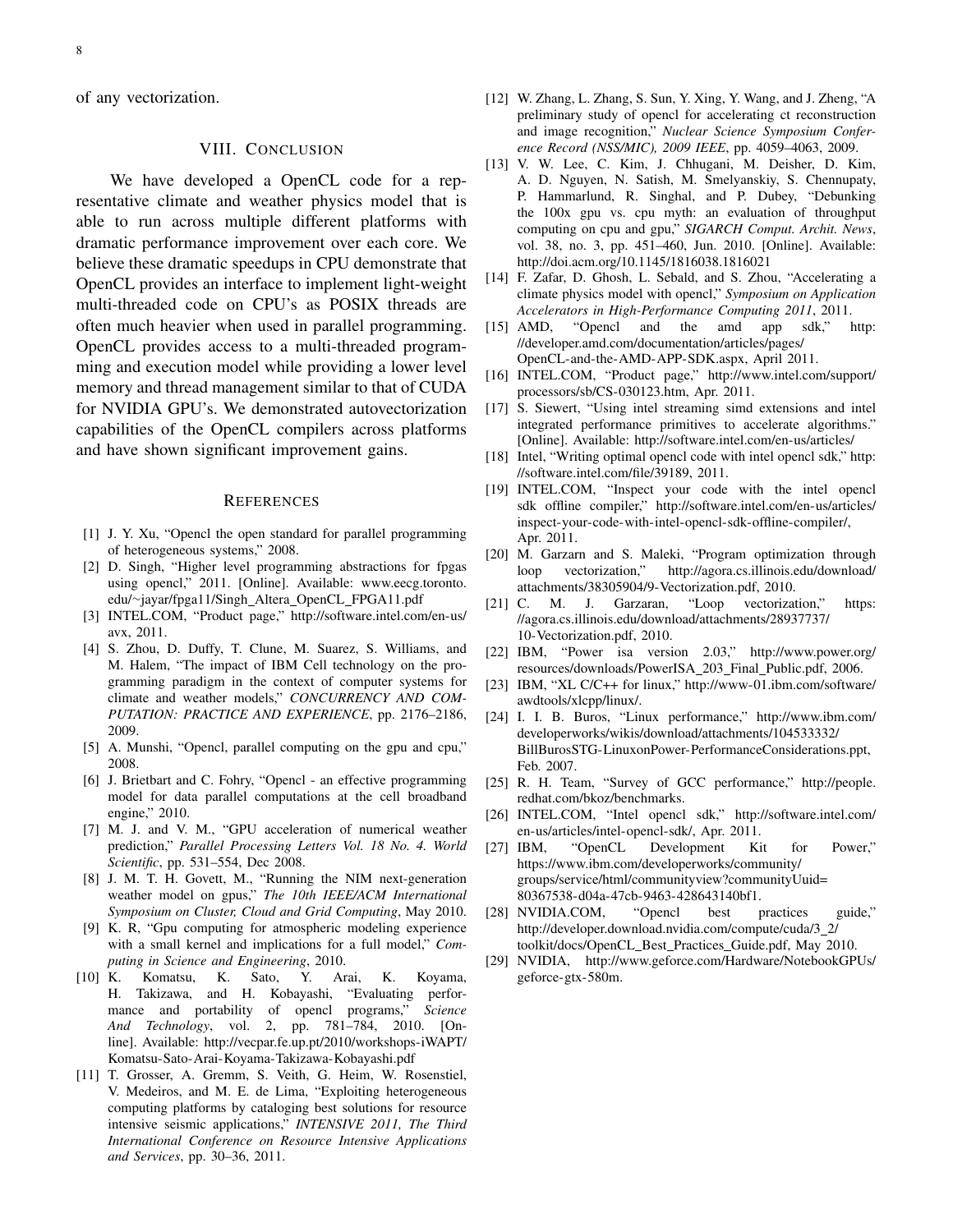of any vectorization.

## VIII. Conclusion

We have developed a OpenCL code for a representative climate and weather physics model that is able to run across multiple different platforms with dramatic performance improvement over each core. We believe these dramatic speedups in CPU demonstrate that OpenCL provides an interface to implement light-weight multi-threaded code on CPU's as POSIX threads are often much heavier when used in parallel programming. OpenCL provides access to a multi-threaded programming and execution model while providing a lower level memory and thread management similar to that of CUDA for NVIDIA GPU's. We demonstrated autovectorization capabilities of the OpenCL compilers across platforms and have shown significant improvement gains.

## References

[1] J. Y. Xu, "Opencl the open standard for parallel programming of heterogeneous systems," 2008.

[2] D. Singh, "Higher level programming abstractions for fpgas using opencl," 2011. [Online]. Available: www.eecg.toronto.edu/~jayar/fpga11/Singh_Altera_OpenCL_FPGA11.pdf

[3] INTEL.COM, "Product page," http://software.intel.com/en-us/avx, 2011.

[4] S. Zhou, D. Duffy, T. Clune, M. Suarez, S. Williams, and M. Halem, "The impact of IBM Cell technology on the programming paradigm in the context of computer systems for climate and weather models," *CONCURRENCY AND COMPUTATION: PRACTICE AND EXPERIENCE*, pp. 2176–2186, 2009.

[5] A. Munshi, "Opencl, parallel computing on the gpu and cpu," 2008.

[6] J. Brietbart and C. Fohry, "Opencl - an effective programming model for data parallel computations at the cell broadband engine," 2010.

[7] M. J. and V. M., "GPU acceleration of numerical weather prediction," *Parallel Processing Letters Vol. 18 No. 4. World Scientific*, pp. 531–554, Dec 2008.

[8] J. M. T. H. Govett, M., "Running the NIM next-generation weather model on gpus," *The 10th IEEE/ACM International Symposium on Cluster, Cloud and Grid Computing*, May 2010.

[9] K. R, "Gpu computing for atmospheric modeling experience with a small kernel and implications for a full model," *Computing in Science and Engineering*, 2010.

[10] K. Komatsu, K. Sato, Y. Arai, K. Koyama, H. Takizawa, and H. Kobayashi, "Evaluating performance and portability of opencl programs," *Science And Technology*, vol. 2, pp. 781–784, 2010. [Online]. Available: http://vecpar.fe.up.pt/2010/workshops-iWAPT/Komatsu-Sato-Arai-Koyama-Takizawa-Kobayashi.pdf

[11] T. Grosser, A. Gremm, S. Veith, G. Heim, W. Rosenstiel, V. Medeiros, and M. E. de Lima, "Exploiting heterogeneous computing platforms by cataloging best solutions for resource intensive seismic applications," *INTENSIVE 2011, The Third International Conference on Resource Intensive Applications and Services*, pp. 30–36, 2011.

[12] W. Zhang, L. Zhang, S. Sun, Y. Xing, Y. Wang, and J. Zheng, "A preliminary study of opencl for accelerating ct reconstruction and image recognition," *Nuclear Science Symposium Conference Record (NSS/MIC), 2009 IEEE*, pp. 4059–4063, 2009.

[13] V. W. Lee, C. Kim, J. Chhugani, M. Deisher, D. Kim, A. D. Nguyen, N. Satish, M. Smelyanskiy, S. Chennupaty, P. Hammarlund, R. Singhal, and P. Dubey, "Debunking the 100x gpu vs. cpu myth: an evaluation of throughput computing on cpu and gpu," *SIGARCH Comput. Archit. News*, vol. 38, no. 3, pp. 451–460, Jun. 2010. [Online]. Available: http://doi.acm.org/10.1145/1816038.1816021

[14] F. Zafar, D. Ghosh, L. Sebald, and S. Zhou, "Accelerating a climate physics model with opencl," *Symposium on Application Accelerators in High-Performance Computing 2011*, 2011.

[15] AMD, "Opencl and the amd app sdk," http://developer.amd.com/documentation/articles/pages/OpenCL-and-the-AMD-APP-SDK.aspx, April 2011.

[16] INTEL.COM, "Product page," http://www.intel.com/support/processors/sb/CS-030123.htm, Apr. 2011.

[17] S. Siewert, "Using intel streaming simd extensions and intel integrated performance primitives to accelerate algorithms." [Online]. Available: http://software.intel.com/en-us/articles/

[18] Intel, "Writing optimal opencl code with intel opencl sdk," http://software.intel.com/file/39189, 2011.

[19] INTEL.COM, "Inspect your code with the intel opencl sdk offline compiler," http://software.intel.com/en-us/articles/inspect-your-code-with-intel-opencl-sdk-offline-compiler/, Apr. 2011.

[20] M. Garzarn and S. Maleki, "Program optimization through loop vectorization," http://agora.cs.illinois.edu/download/attachments/38305904/9-Vectorization.pdf, 2010.

[21] C. M. J. Garzaran, "Loop vectorization," https://agora.cs.illinois.edu/download/attachments/28937737/10-Vectorization.pdf, 2010.

[22] IBM, "Power isa version 2.03," http://www.power.org/resources/downloads/PowerISA_203_Final_Public.pdf, 2006.

[23] IBM, "XL C/C++ for linux," http://www-01.ibm.com/software/awdtools/xlcpp/linux/.

[24] I. I. B. Buros, "Linux performance," http://www.ibm.com/developerworks/wikis/download/attachments/104533332/BillBurosSTG-LinuxonPower-PerformanceConsiderations.ppt, Feb. 2007.

[25] R. H. Team, "Survey of GCC performance," http://people.redhat.com/bkoz/benchmarks.

[26] INTEL.COM, "Intel opencl sdk," http://software.intel.com/en-us/articles/intel-opencl-sdk/, Apr. 2011.

[27] IBM, "OpenCL Development Kit for Power," https://www.ibm.com/developerworks/community/groups/service/html/communityview?communityUuid=80367538-d04a-47cb-9463-428643140bf1.

[28] NVIDIA.COM, "Opencl best practices guide," http://developer.download.nvidia.com/compute/cuda/3_2/toolkit/docs/OpenCL_Best_Practices_Guide.pdf, May 2010.

[29] NVIDIA, http://www.geforce.com/Hardware/NotebookGPUs/geforce-gtx-580m.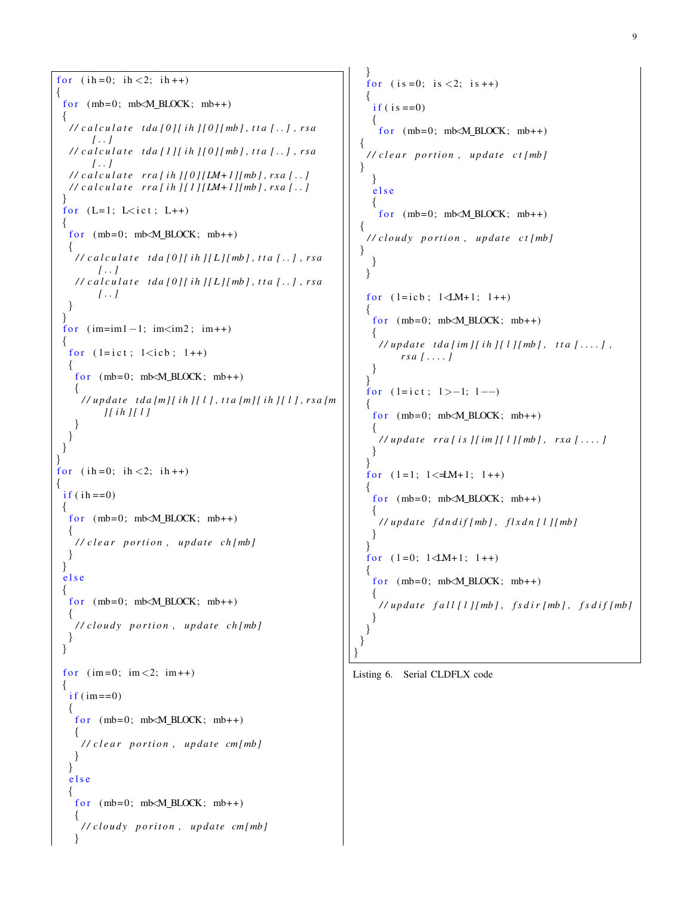```
for (ih=0; ih<2; ih++)
{
 for (mb=0; mb<M_BLOCK; mb++)
 {
   //calculate tda[0][ih][0][mb], tta[..], rsa
        [..]
   //calculate tda[1][ih][0][mb], tta[..], rsa
        [..]
   //calculate rra[ih][0][LM+1][mb], rxa[..]
   //calculate rra[ih][1][LM+1][mb], rxa[..]
 }
 for (L=1; L<ict; L++)
 {
  for (mb=0; mb<M_BLOCK; mb++)
  {
    //calculate tda[0][ih][L][mb], tta[..], rsa
         [..]
    //calculate tda[0][ih][L][mb], tta[..], rsa
         [..]
  }
 }
 for (im=im1-1; im<im2; im++)
 {
  for (l=ict; l<icb; l++)
  {
    for (mb=0; mb<M_BLOCK; mb++)
    {
     //update tda[m][ih][l], tta[m][ih][l], rsa[m
          ][ih][l]
    }
  }
 }
}
for (ih=0; ih<2; ih++)
{
 if(ih==0)
 {
  for (mb=0; mb<M_BLOCK; mb++)
  {
    //clear portion, update ch[mb]
  }
 }
 else
 {
  for (mb=0; mb<M_BLOCK; mb++)
  {
    //cloudy portion, update ch[mb]
  }
 }

 for (im=0; im<2; im++)
 {
  if(im==0)
  {
    for (mb=0; mb<M_BLOCK; mb++)
    {
     //clear portion, update cm[mb]
    }
  }
  else
  {
    for (mb=0; mb<M_BLOCK; mb++)
    {
     //cloudy poriton, update cm[mb]
    }
  }
  for (is=0; is<2; is++)
  {
   if(is==0)
   {
    for (mb=0; mb<M_BLOCK; mb++)
 {
  //clear portion, update ct[mb]
 }
   }
   else
   {
    for (mb=0; mb<M_BLOCK; mb++)
 {
  //cloudy portion, update ct[mb]
 }
   }
  }

  for (l=icb; l<LM+1; l++)
  {
   for (mb=0; mb<M_BLOCK; mb++)
   {
    //update tda[im][ih][l][mb], tta[....],
         rsa[....]
   }
  }
  for (l=ict; l>-1; l--)
  {
   for (mb=0; mb<M_BLOCK; mb++)
   {
    //update rra[is][im][l][mb], rxa[....]
   }
  }
  for (l=1; l<=LM+1; l++)
  {
   for (mb=0; mb<M_BLOCK; mb++)
   {
    //update fdndif[mb], flxdn[l][mb]
   }
  }
  for (l=0; l<LM+1; l++)
  {
   for (mb=0; mb<M_BLOCK; mb++)
   {
    //update fall[l][mb], fsdir[mb], fsdif[mb]
   }
  }
 }
}
```

Listing 6. Serial CLDFLX code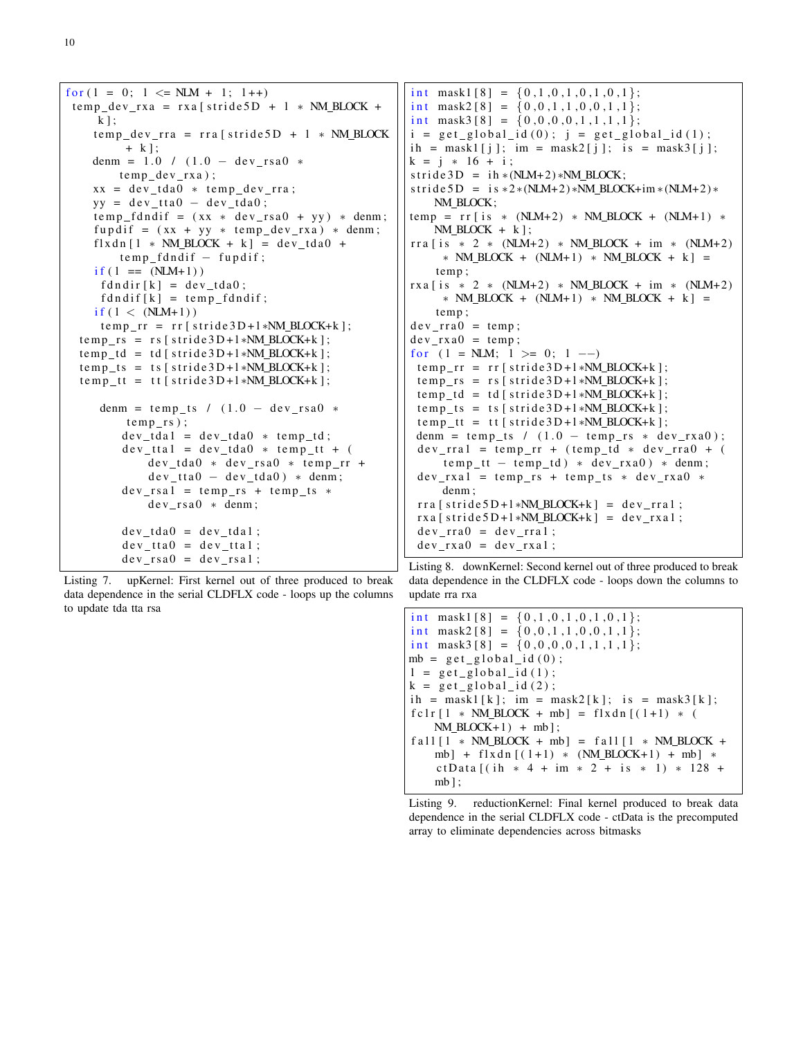```
for(l = 0; l <= NLM + 1; l++)
 temp_dev_rxa = rxa[stride5D + l * NM_BLOCK +
     k];
    temp_dev_rra = rra[stride5D + l * NM_BLOCK
        + k];
    denm = 1.0 / (1.0 - dev_rsa0 *
        temp_dev_rxa);
    xx = dev_tda0 * temp_dev_rra;
    yy = dev_tta0 - dev_tda0;
    temp_fdndif = (xx * dev_rsa0 + yy) * denm;
    fupdif = (xx + yy * temp_dev_rxa) * denm;
    flxdn[l * NM_BLOCK + k] = dev_tda0 +
        temp_fdndif - fupdif;
    if(l == (NLM+1))
     fdndir[k] = dev_tda0;
     fdndif[k] = temp_fdndif;
    if(l < (NLM+1))
     temp_rr = rr[stride3D+l*NM_BLOCK+k];
  temp_rs = rs[stride3D+l*NM_BLOCK+k];
  temp_td = td[stride3D+l*NM_BLOCK+k];
  temp_ts = ts[stride3D+l*NM_BLOCK+k];
  temp_tt = tt[stride3D+l*NM_BLOCK+k];

     denm = temp_ts / (1.0 - dev_rsa0 *
         temp_rs);
        dev_tda1 = dev_tda0 * temp_td;
        dev_tta1 = dev_tda0 * temp_tt + (
            dev_tda0 * dev_rsa0 * temp_rr +
            dev_tta0 - dev_tda0) * denm;
        dev_rsa1 = temp_rs + temp_ts *
            dev_rsa0 * denm;

        dev_tda0 = dev_tda1;
        dev_tta0 = dev_tta1;
        dev_rsa0 = dev_rsa1;
```

Listing 7. upKernel: First kernel out of three produced to break data dependence in the serial CLDFLX code - loops up the columns to update tda tta rsa

```
int mask1[8] = {0,1,0,1,0,1,0,1};
int mask2[8] = {0,0,1,1,0,0,1,1};
int mask3[8] = {0,0,0,0,1,1,1,1};
i = get_global_id(0); j = get_global_id(1);
ih = mask1[j]; im = mask2[j]; is = mask3[j];
k = j * 16 + i;
stride3D = ih*(NLM+2)*NM_BLOCK;
stride5D = is*2*(NLM+2)*NM_BLOCK+im*(NLM+2)*
    NM_BLOCK;
temp = rr[is * (NLM+2) * NM_BLOCK + (NLM+1) *
    NM_BLOCK + k];
rra[is * 2 * (NLM+2) * NM_BLOCK + im * (NLM+2)
     * NM_BLOCK + (NLM+1) * NM_BLOCK + k] =
     temp;
rxa[is * 2 * (NLM+2) * NM_BLOCK + im * (NLM+2)
     * NM_BLOCK + (NLM+1) * NM_BLOCK + k] =
     temp;
dev_rra0 = temp;
dev_rxa0 = temp;
for (l = NLM; l >= 0; l --)
 temp_rr = rr[stride3D+l*NM_BLOCK+k];
 temp_rs = rs[stride3D+l*NM_BLOCK+k];
 temp_td = td[stride3D+l*NM_BLOCK+k];
 temp_ts = ts[stride3D+l*NM_BLOCK+k];
 temp_tt = tt[stride3D+l*NM_BLOCK+k];
 denm = temp_ts / (1.0 - temp_rs * dev_rxa0);
 dev_rra1 = temp_rr + (temp_td * dev_rra0 + (
     temp_tt - temp_td) * dev_rxa0) * denm;
 dev_rxa1 = temp_rs + temp_ts * dev_rxa0 *
     denm;
 rra[stride5D+l*NM_BLOCK+k] = dev_rra1;
 rxa[stride5D+l*NM_BLOCK+k] = dev_rxa1;
 dev_rra0 = dev_rra1;
 dev_rxa0 = dev_rxa1;
```

Listing 8. downKernel: Second kernel out of three produced to break data dependence in the serial CLDFLX code - loops down the columns to update rra rxa

```
int mask1[8] = {0,1,0,1,0,1,0,1};
int mask2[8] = {0,0,1,1,0,0,1,1};
int mask3[8] = {0,0,0,0,1,1,1,1};
mb = get_global_id(0);
l = get_global_id(1);
k = get_global_id(2);
ih = mask1[k]; im = mask2[k]; is = mask3[k];
fclr[l * NM_BLOCK + mb] = flxdn[(l+1) * (
    NM_BLOCK+1) + mb];
fall[l * NM_BLOCK + mb] = fall[l * NM_BLOCK +
    mb] + flxdn[(l+1) * (NM_BLOCK+1) + mb] *
     ctData[(ih * 4 + im * 2 + is * 1) * 128 +
    mb];
```

Listing 9. reductionKernel: Final kernel produced to break data dependence in the serial CLDFLX code - ctData is the precomputed array to eliminate dependencies across bitmasks